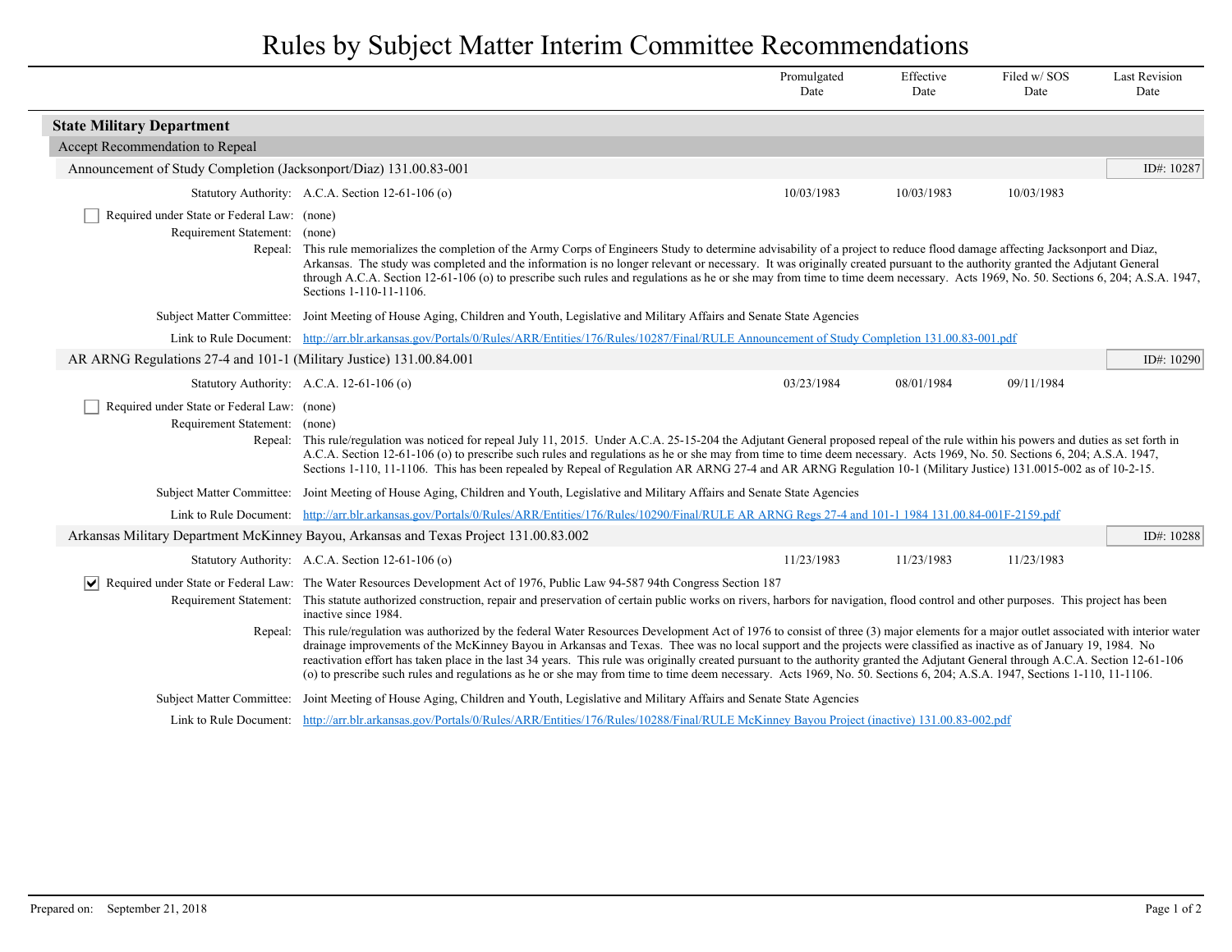# Rules by Subject Matter Interim Committee Recommendations

| | Promulgated Date | Effective Date | Filed w/ SOS Date | Last Revision Date |
|---|---|---|---|---|

## State Military Department

### Accept Recommendation to Repeal

#### Announcement of Study Completion (Jacksonport/Diaz) 131.00.83-001

ID#: 10287

| Statutory Authority: A.C.A. Section 12-61-106 (o) | Promulgated Date | Effective Date | Filed w/ SOS Date | Last Revision Date |
|---|---|---|---|---|
| | 10/03/1983 | 10/03/1983 | 10/03/1983 | |

☐ Required under State or Federal Law: (none)

Requirement Statement: (none)

Repeal: This rule memorializes the completion of the Army Corps of Engineers Study to determine advisability of a project to reduce flood damage affecting Jacksonport and Diaz, Arkansas. The study was completed and the information is no longer relevant or necessary. It was originally created pursuant to the authority granted the Adjutant General through A.C.A. Section 12-61-106 (o) to prescribe such rules and regulations as he or she may from time to time deem necessary. Acts 1969, No. 50. Sections 6, 204; A.S.A. 1947, Sections 1-110-11-1106.

Subject Matter Committee: Joint Meeting of House Aging, Children and Youth, Legislative and Military Affairs and Senate State Agencies

Link to Rule Document: http://arr.blr.arkansas.gov/Portals/0/Rules/ARR/Entities/176/Rules/10287/Final/RULE Announcement of Study Completion 131.00.83-001.pdf

#### AR ARNG Regulations 27-4 and 101-1 (Military Justice) 131.00.84.001

ID#: 10290

| Statutory Authority: A.C.A. 12-61-106 (o) | Promulgated Date | Effective Date | Filed w/ SOS Date | Last Revision Date |
|---|---|---|---|---|
| | 03/23/1984 | 08/01/1984 | 09/11/1984 | |

☐ Required under State or Federal Law: (none)

Requirement Statement: (none)

Repeal: This rule/regulation was noticed for repeal July 11, 2015. Under A.C.A. 25-15-204 the Adjutant General proposed repeal of the rule within his powers and duties as set forth in A.C.A. Section 12-61-106 (o) to prescribe such rules and regulations as he or she may from time to time deem necessary. Acts 1969, No. 50. Sections 6, 204; A.S.A. 1947, Sections 1-110, 11-1106. This has been repealed by Repeal of Regulation AR ARNG 27-4 and AR ARNG Regulation 10-1 (Military Justice) 131.0015-002 as of 10-2-15.

Subject Matter Committee: Joint Meeting of House Aging, Children and Youth, Legislative and Military Affairs and Senate State Agencies

Link to Rule Document: http://arr.blr.arkansas.gov/Portals/0/Rules/ARR/Entities/176/Rules/10290/Final/RULE AR ARNG Regs 27-4 and 101-1 1984 131.00.84-001F-2159.pdf

#### Arkansas Military Department McKinney Bayou, Arkansas and Texas Project 131.00.83.002

ID#: 10288

| Statutory Authority: A.C.A. Section 12-61-106 (o) | Promulgated Date | Effective Date | Filed w/ SOS Date | Last Revision Date |
|---|---|---|---|---|
| | 11/23/1983 | 11/23/1983 | 11/23/1983 | |

☑ Required under State or Federal Law: The Water Resources Development Act of 1976, Public Law 94-587 94th Congress Section 187

Requirement Statement: This statute authorized construction, repair and preservation of certain public works on rivers, harbors for navigation, flood control and other purposes. This project has been inactive since 1984.

Repeal: This rule/regulation was authorized by the federal Water Resources Development Act of 1976 to consist of three (3) major elements for a major outlet associated with interior water drainage improvements of the McKinney Bayou in Arkansas and Texas. Thee was no local support and the projects were classified as inactive as of January 19, 1984. No reactivation effort has taken place in the last 34 years. This rule was originally created pursuant to the authority granted the Adjutant General through A.C.A. Section 12-61-106 (o) to prescribe such rules and regulations as he or she may from time to time deem necessary. Acts 1969, No. 50. Sections 6, 204; A.S.A. 1947, Sections 1-110, 11-1106.

Subject Matter Committee: Joint Meeting of House Aging, Children and Youth, Legislative and Military Affairs and Senate State Agencies

Link to Rule Document: http://arr.blr.arkansas.gov/Portals/0/Rules/ARR/Entities/176/Rules/10288/Final/RULE McKinney Bayou Project (inactive) 131.00.83-002.pdf

Prepared on: September 21, 2018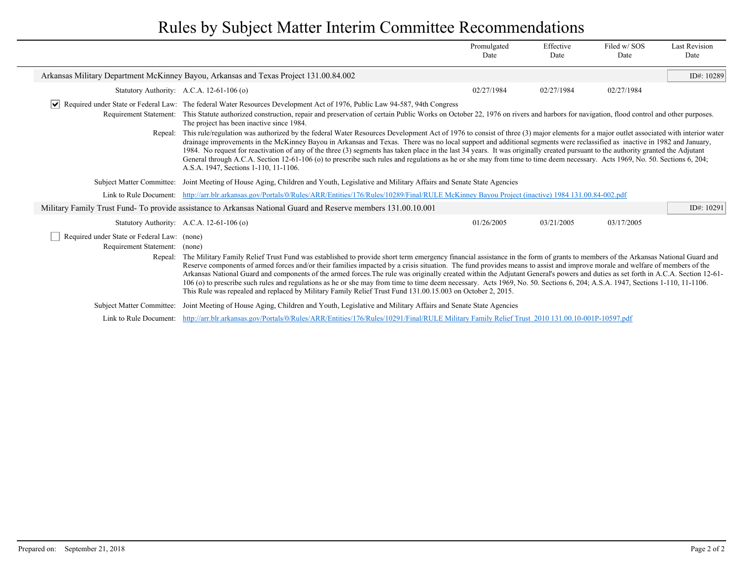# Rules by Subject Matter Interim Committee Recommendations

| | Promulgated Date | Effective Date | Filed w/ SOS Date | Last Revision Date |
|---|---|---|---|---|

## Arkansas Military Department McKinney Bayou, Arkansas and Texas Project 131.00.84.002

ID#: 10289

| | | | | |
|---|---|---|---|---|
| Statutory Authority: A.C.A. 12-61-106 (o) | 02/27/1984 | 02/27/1984 | 02/27/1984 | |

☑ Required under State or Federal Law: The federal Water Resources Development Act of 1976, Public Law 94-587, 94th Congress

Requirement Statement: This Statute authorized construction, repair and preservation of certain Public Works on October 22, 1976 on rivers and harbors for navigation, flood control and other purposes. The project has been inactive since 1984.

Repeal: This rule/regulation was authorized by the federal Water Resources Development Act of 1976 to consist of three (3) major elements for a major outlet associated with interior water drainage improvements in the McKinney Bayou in Arkansas and Texas. There was no local support and additional segments were reclassified as inactive in 1982 and January, 1984. No request for reactivation of any of the three (3) segments has taken place in the last 34 years. It was originally created pursuant to the authority granted the Adjutant General through A.C.A. Section 12-61-106 (o) to prescribe such rules and regulations as he or she may from time to time deem necessary. Acts 1969, No. 50. Sections 6, 204; A.S.A. 1947, Sections 1-110, 11-1106.

Subject Matter Committee: Joint Meeting of House Aging, Children and Youth, Legislative and Military Affairs and Senate State Agencies

Link to Rule Document: http://arr.blr.arkansas.gov/Portals/0/Rules/ARR/Entities/176/Rules/10289/Final/RULE McKinney Bayou Project (inactive) 1984 131.00.84-002.pdf

## Military Family Trust Fund- To provide assistance to Arkansas National Guard and Reserve members 131.00.10.001

ID#: 10291

| | | | | |
|---|---|---|---|---|
| Statutory Authority: A.C.A. 12-61-106 (o) | 01/26/2005 | 03/21/2005 | 03/17/2005 | |

☐ Required under State or Federal Law: (none)

Requirement Statement: (none)

Repeal: The Military Family Relief Trust Fund was established to provide short term emergency financial assistance in the form of grants to members of the Arkansas National Guard and Reserve components of armed forces and/or their families impacted by a crisis situation. The fund provides means to assist and improve morale and welfare of members of the Arkansas National Guard and components of the armed forces.The rule was originally created within the Adjutant General's powers and duties as set forth in A.C.A. Section 12-61-106 (o) to prescribe such rules and regulations as he or she may from time to time deem necessary. Acts 1969, No. 50. Sections 6, 204; A.S.A. 1947, Sections 1-110, 11-1106. This Rule was repealed and replaced by Military Family Relief Trust Fund 131.00.15.003 on October 2, 2015.

Subject Matter Committee: Joint Meeting of House Aging, Children and Youth, Legislative and Military Affairs and Senate State Agencies

Link to Rule Document: http://arr.blr.arkansas.gov/Portals/0/Rules/ARR/Entities/176/Rules/10291/Final/RULE Military Family Relief Trust 2010 131.00.10-001P-10597.pdf

Prepared on: September 21, 2018